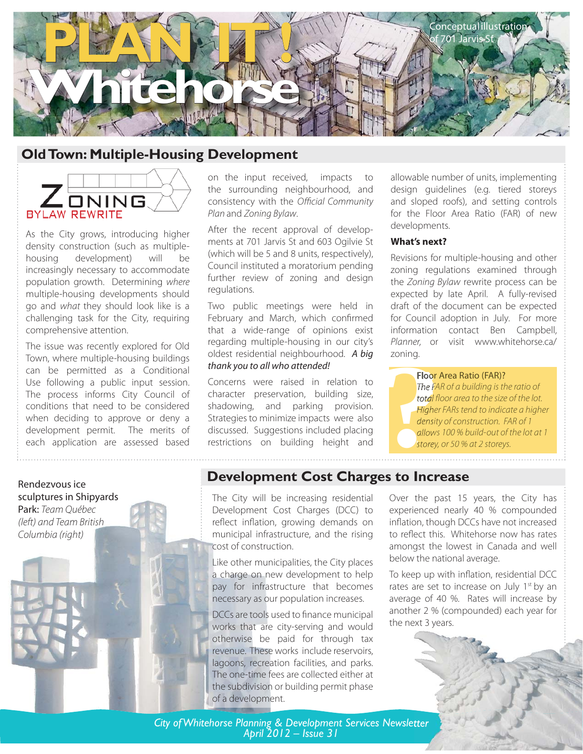# PLAN IT! Whitehorse

Conceptual illustration of 701 Jarvis St

## Old Town: Multiple-Housing Development

ZONING BYLAW REWRITE

As the City grows, introducing higher density construction (such as multiple-housing development) will be increasingly necessary to accommodate population growth. Determining *where* multiple-housing developments should go and *what* they should look like is a challenging task for the City, requiring comprehensive attention.

The issue was recently explored for Old Town, where multiple-housing buildings can be permitted as a Conditional Use following a public input session. The process informs City Council of conditions that need to be considered when deciding to approve or deny a development permit. The merits of each application are assessed based on the input received, impacts to the surrounding neighbourhood, and consistency with the *Official Community Plan* and *Zoning Bylaw*.

After the recent approval of developments at 701 Jarvis St and 603 Ogilvie St (which will be 5 and 8 units, respectively), Council instituted a moratorium pending further review of zoning and design regulations.

Two public meetings were held in February and March, which confirmed that a wide-range of opinions exist regarding multiple-housing in our city's oldest residential neighbourhood. *A big thank you to all who attended!*

Concerns were raised in relation to character preservation, building size, shadowing, and parking provision. Strategies to minimize impacts were also discussed. Suggestions included placing restrictions on building height and allowable number of units, implementing design guidelines (e.g. tiered storeys and sloped roofs), and setting controls for the Floor Area Ratio (FAR) of new developments.

### What's next?

Revisions for multiple-housing and other zoning regulations examined through the *Zoning Bylaw* rewrite process can be expected by late April. A fully-revised draft of the document can be expected for Council adoption in July. For more information contact Ben Campbell, *Planner*, or visit www.whitehorse.ca/zoning.

> **Floor Area Ratio (FAR)?**
> *The FAR of a building is the ratio of total floor area to the size of the lot. Higher FARs tend to indicate a higher density of construction. FAR of 1 allows 100 % build-out of the lot at 1 storey, or 50 % at 2 storeys.*

Rendezvous ice sculptures in Shipyards Park: *Team Québec (left) and Team British Columbia (right)*

## Development Cost Charges to Increase

The City will be increasing residential Development Cost Charges (DCC) to reflect inflation, growing demands on municipal infrastructure, and the rising cost of construction.

Like other municipalities, the City places a charge on new development to help pay for infrastructure that becomes necessary as our population increases.

DCCs are tools used to finance municipal works that are city-serving and would otherwise be paid for through tax revenue. These works include reservoirs, lagoons, recreation facilities, and parks. The one-time fees are collected either at the subdivision or building permit phase of a development.

Over the past 15 years, the City has experienced nearly 40 % compounded inflation, though DCCs have not increased to reflect this. Whitehorse now has rates amongst the lowest in Canada and well below the national average.

To keep up with inflation, residential DCC rates are set to increase on July 1st by an average of 40 %. Rates will increase by another 2 % (compounded) each year for the next 3 years.

*City of Whitehorse Planning & Development Services Newsletter*
*April 2012 – Issue 31*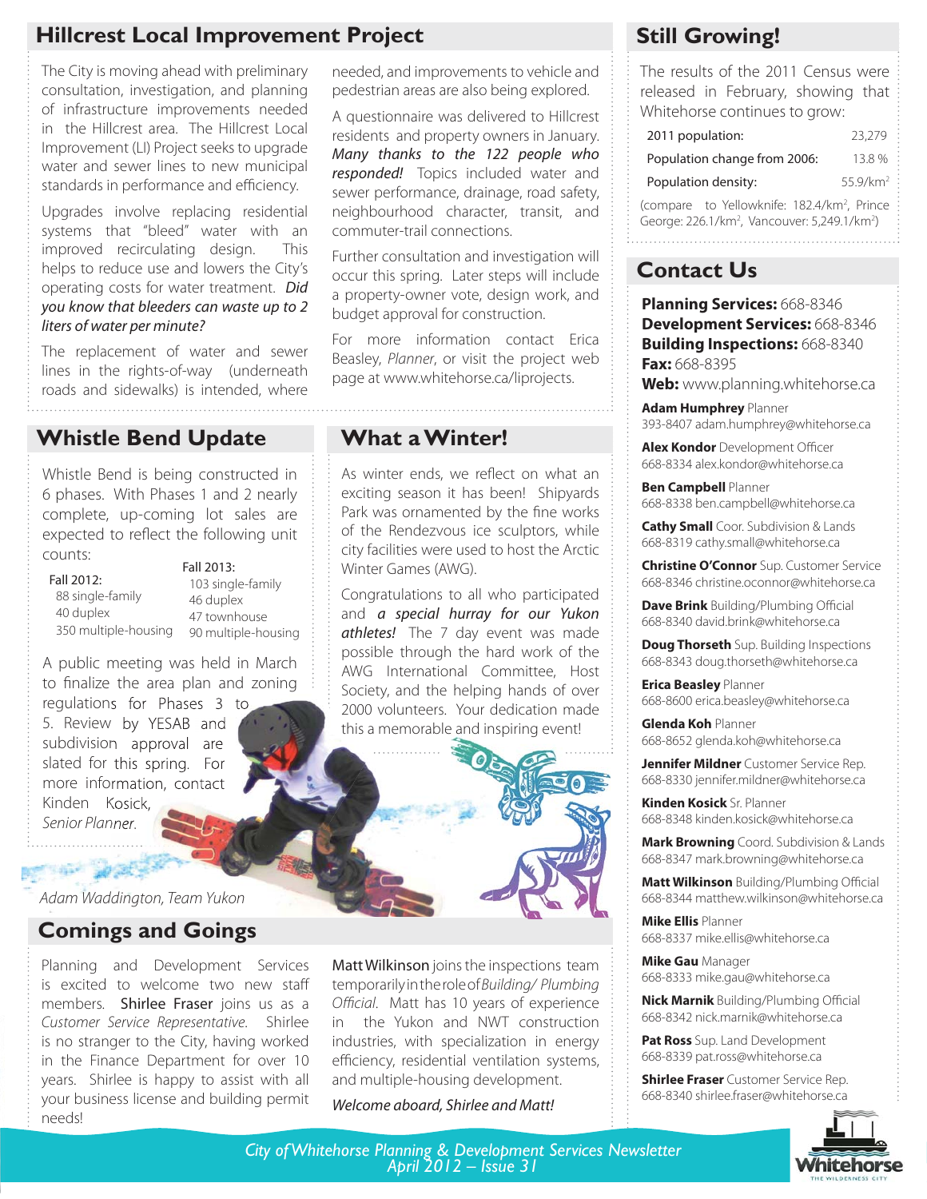## Hillcrest Local Improvement Project

The City is moving ahead with preliminary consultation, investigation, and planning of infrastructure improvements needed in the Hillcrest area. The Hillcrest Local Improvement (LI) Project seeks to upgrade water and sewer lines to new municipal standards in performance and efficiency.

Upgrades involve replacing residential systems that "bleed" water with an improved recirculating design. This helps to reduce use and lowers the City's operating costs for water treatment. *Did you know that bleeders can waste up to 2 liters of water per minute?*

The replacement of water and sewer lines in the rights-of-way (underneath roads and sidewalks) is intended, where needed, and improvements to vehicle and pedestrian areas are also being explored.

A questionnaire was delivered to Hillcrest residents and property owners in January. ***Many thanks to the 122 people who responded!*** Topics included water and sewer performance, drainage, road safety, neighbourhood character, transit, and commuter-trail connections.

Further consultation and investigation will occur this spring. Later steps will include a property-owner vote, design work, and budget approval for construction.

For more information contact Erica Beasley, *Planner*, or visit the project web page at www.whitehorse.ca/liprojects.

## Still Growing!

The results of the 2011 Census were released in February, showing that Whitehorse continues to grow:

| | |
|---|---|
| 2011 population: | 23,279 |
| Population change from 2006: | 13.8 % |
| Population density: | 55.9/km$^2$ |

(compare to Yellowknife: 182.4/km$^2$, Prince George: 226.1/km$^2$, Vancouver: 5,249.1/km$^2$)

## Whistle Bend Update

Whistle Bend is being constructed in 6 phases. With Phases 1 and 2 nearly complete, up-coming lot sales are expected to reflect the following unit counts:

Fall 2012:
- 88 single-family
- 40 duplex
- 350 multiple-housing

Fall 2013:
- 103 single-family
- 46 duplex
- 47 townhouse
- 90 multiple-housing

A public meeting was held in March to finalize the area plan and zoning regulations for Phases 3 to 5. Review by YESAB and subdivision approval are slated for this spring. For more information, contact Kinden Kosick, *Senior Planner*.

*Adam Waddington, Team Yukon*

## What a Winter!

As winter ends, we reflect on what an exciting season it has been! Shipyards Park was ornamented by the fine works of the Rendezvous ice sculptors, while city facilities were used to host the Arctic Winter Games (AWG).

Congratulations to all who participated and ***a special hurray for our Yukon athletes!*** The 7 day event was made possible through the hard work of the AWG International Committee, Host Society, and the helping hands of over 2000 volunteers. Your dedication made this a memorable and inspiring event!

## Comings and Goings

Planning and Development Services is excited to welcome two new staff members. Shirlee Fraser joins us as a *Customer Service Representative*. Shirlee is no stranger to the City, having worked in the Finance Department for over 10 years. Shirlee is happy to assist with all your business license and building permit needs!

Matt Wilkinson joins the inspections team temporarily in the role of *Building/ Plumbing Official*. Matt has 10 years of experience in the Yukon and NWT construction industries, with specialization in energy efficiency, residential ventilation systems, and multiple-housing development.

***Welcome aboard, Shirlee and Matt!***

## Contact Us

**Planning Services:** 668-8346
**Development Services:** 668-8346
**Building Inspections:** 668-8340
**Fax:** 668-8395
**Web:** www.planning.whitehorse.ca

**Adam Humphrey** Planner
393-8407 adam.humphrey@whitehorse.ca

**Alex Kondor** Development Officer
668-8334 alex.kondor@whitehorse.ca

**Ben Campbell** Planner
668-8338 ben.campbell@whitehorse.ca

**Cathy Small** Coor. Subdivision & Lands
668-8319 cathy.small@whitehorse.ca

**Christine O'Connor** Sup. Customer Service
668-8346 christine.oconnor@whitehorse.ca

**Dave Brink** Building/Plumbing Official
668-8340 david.brink@whitehorse.ca

**Doug Thorseth** Sup. Building Inspections
668-8343 doug.thorseth@whitehorse.ca

**Erica Beasley** Planner
668-8600 erica.beasley@whitehorse.ca

**Glenda Koh** Planner
668-8652 glenda.koh@whitehorse.ca

**Jennifer Mildner** Customer Service Rep.
668-8330 jennifer.mildner@whitehorse.ca

**Kinden Kosick** Sr. Planner
668-8348 kinden.kosick@whitehorse.ca

**Mark Browning** Coord. Subdivision & Lands
668-8347 mark.browning@whitehorse.ca

**Matt Wilkinson** Building/Plumbing Official
668-8344 matthew.wilkinson@whitehorse.ca

**Mike Ellis** Planner
668-8337 mike.ellis@whitehorse.ca

**Mike Gau** Manager
668-8333 mike.gau@whitehorse.ca

**Nick Marnik** Building/Plumbing Official
668-8342 nick.marnik@whitehorse.ca

**Pat Ross** Sup. Land Development
668-8339 pat.ross@whitehorse.ca

**Shirlee Fraser** Customer Service Rep.
668-8340 shirlee.fraser@whitehorse.ca